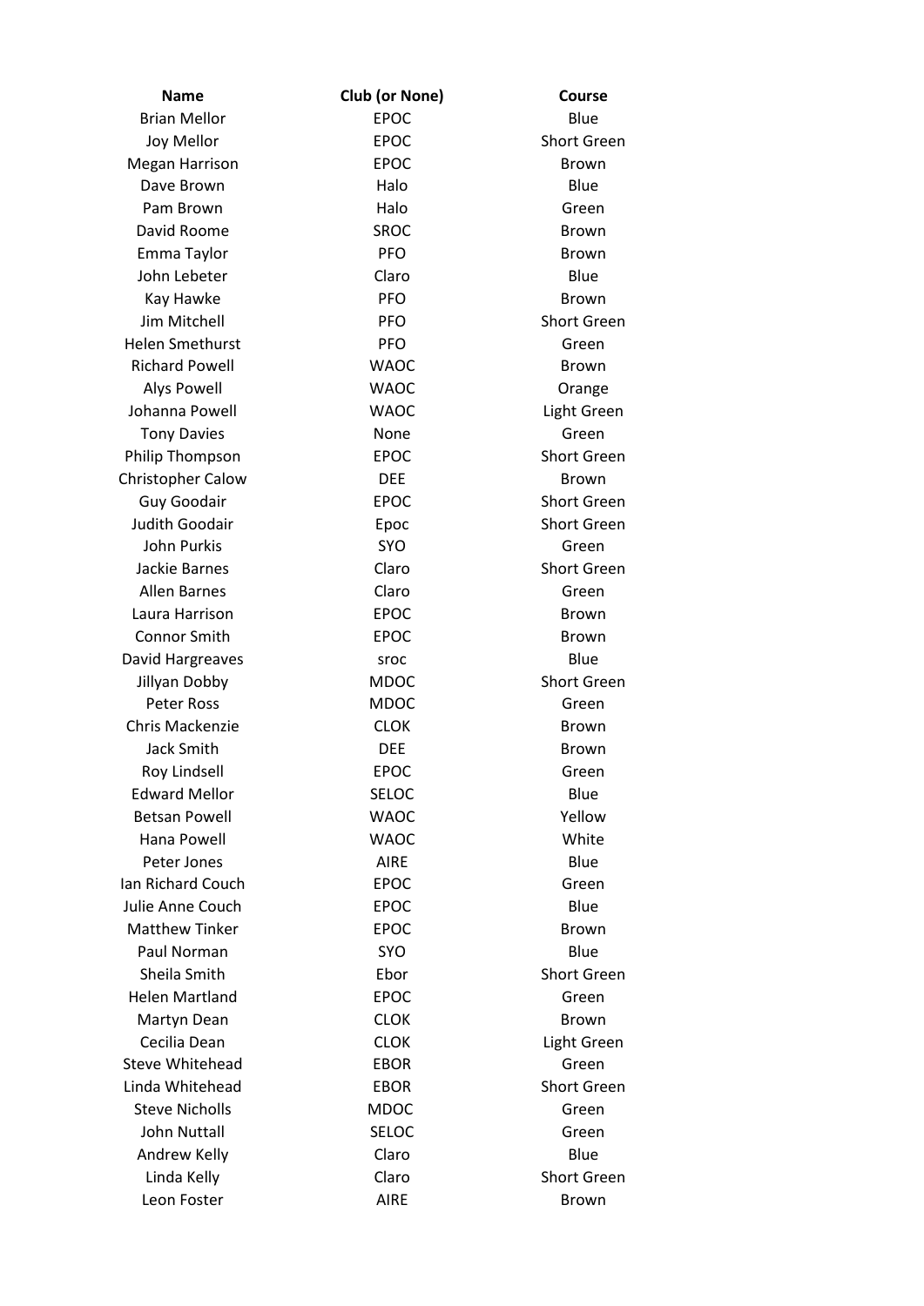| Name | Club (or None) | Course |
|---|---|---|
| Brian Mellor | EPOC | Blue |
| Joy Mellor | EPOC | Short Green |
| Megan Harrison | EPOC | Brown |
| Dave Brown | Halo | Blue |
| Pam Brown | Halo | Green |
| David Roome | SROC | Brown |
| Emma Taylor | PFO | Brown |
| John Lebeter | Claro | Blue |
| Kay Hawke | PFO | Brown |
| Jim Mitchell | PFO | Short Green |
| Helen Smethurst | PFO | Green |
| Richard Powell | WAOC | Brown |
| Alys Powell | WAOC | Orange |
| Johanna Powell | WAOC | Light Green |
| Tony Davies | None | Green |
| Philip Thompson | EPOC | Short Green |
| Christopher Calow | DEE | Brown |
| Guy Goodair | EPOC | Short Green |
| Judith Goodair | Epoc | Short Green |
| John Purkis | SYO | Green |
| Jackie Barnes | Claro | Short Green |
| Allen Barnes | Claro | Green |
| Laura Harrison | EPOC | Brown |
| Connor Smith | EPOC | Brown |
| David Hargreaves | sroc | Blue |
| Jillyan Dobby | MDOC | Short Green |
| Peter Ross | MDOC | Green |
| Chris Mackenzie | CLOK | Brown |
| Jack Smith | DEE | Brown |
| Roy Lindsell | EPOC | Green |
| Edward Mellor | SELOC | Blue |
| Betsan Powell | WAOC | Yellow |
| Hana Powell | WAOC | White |
| Peter Jones | AIRE | Blue |
| Ian Richard Couch | EPOC | Green |
| Julie Anne Couch | EPOC | Blue |
| Matthew Tinker | EPOC | Brown |
| Paul Norman | SYO | Blue |
| Sheila Smith | Ebor | Short Green |
| Helen Martland | EPOC | Green |
| Martyn Dean | CLOK | Brown |
| Cecilia Dean | CLOK | Light Green |
| Steve Whitehead | EBOR | Green |
| Linda Whitehead | EBOR | Short Green |
| Steve Nicholls | MDOC | Green |
| John Nuttall | SELOC | Green |
| Andrew Kelly | Claro | Blue |
| Linda Kelly | Claro | Short Green |
| Leon Foster | AIRE | Brown |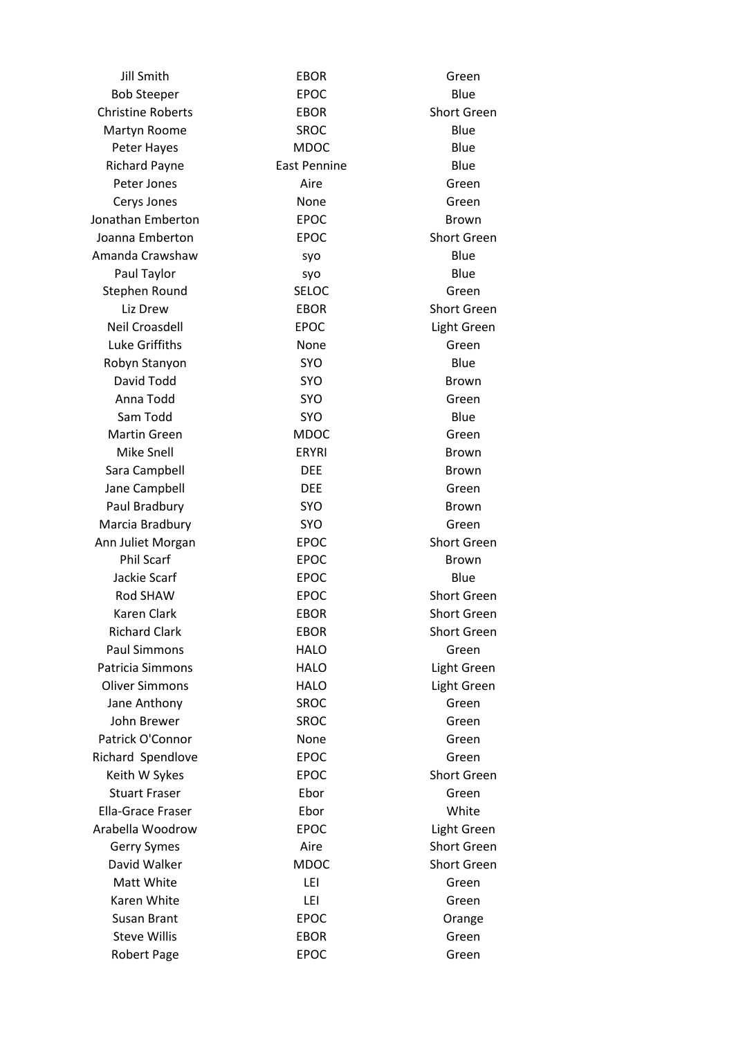| | | |
|---|---|---|
| Jill Smith | EBOR | Green |
| Bob Steeper | EPOC | Blue |
| Christine Roberts | EBOR | Short Green |
| Martyn Roome | SROC | Blue |
| Peter Hayes | MDOC | Blue |
| Richard Payne | East Pennine | Blue |
| Peter Jones | Aire | Green |
| Cerys Jones | None | Green |
| Jonathan Emberton | EPOC | Brown |
| Joanna Emberton | EPOC | Short Green |
| Amanda Crawshaw | syo | Blue |
| Paul Taylor | syo | Blue |
| Stephen Round | SELOC | Green |
| Liz Drew | EBOR | Short Green |
| Neil Croasdell | EPOC | Light Green |
| Luke Griffiths | None | Green |
| Robyn Stanyon | SYO | Blue |
| David Todd | SYO | Brown |
| Anna Todd | SYO | Green |
| Sam Todd | SYO | Blue |
| Martin Green | MDOC | Green |
| Mike Snell | ERYRI | Brown |
| Sara Campbell | DEE | Brown |
| Jane Campbell | DEE | Green |
| Paul Bradbury | SYO | Brown |
| Marcia Bradbury | SYO | Green |
| Ann Juliet Morgan | EPOC | Short Green |
| Phil Scarf | EPOC | Brown |
| Jackie Scarf | EPOC | Blue |
| Rod SHAW | EPOC | Short Green |
| Karen Clark | EBOR | Short Green |
| Richard Clark | EBOR | Short Green |
| Paul Simmons | HALO | Green |
| Patricia Simmons | HALO | Light Green |
| Oliver Simmons | HALO | Light Green |
| Jane Anthony | SROC | Green |
| John Brewer | SROC | Green |
| Patrick O'Connor | None | Green |
| Richard Spendlove | EPOC | Green |
| Keith W Sykes | EPOC | Short Green |
| Stuart Fraser | Ebor | Green |
| Ella-Grace Fraser | Ebor | White |
| Arabella Woodrow | EPOC | Light Green |
| Gerry Symes | Aire | Short Green |
| David Walker | MDOC | Short Green |
| Matt White | LEI | Green |
| Karen White | LEI | Green |
| Susan Brant | EPOC | Orange |
| Steve Willis | EBOR | Green |
| Robert Page | EPOC | Green |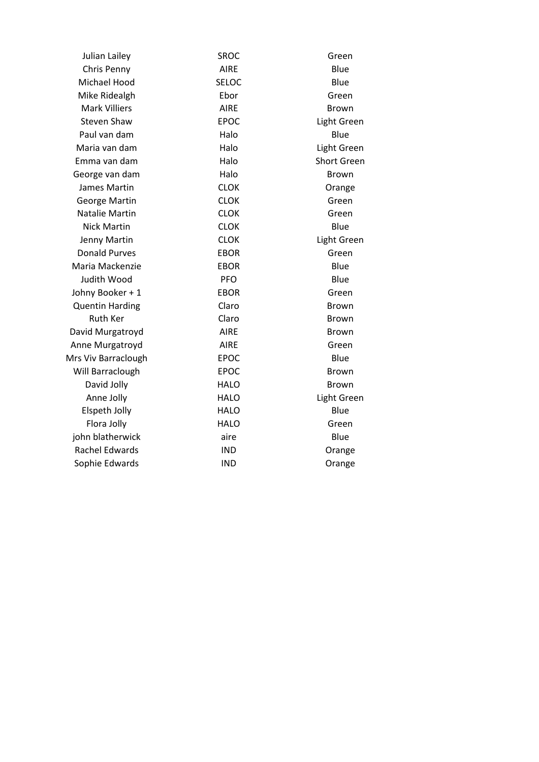| | | |
|---|---|---|
| Julian Lailey | SROC | Green |
| Chris Penny | AIRE | Blue |
| Michael Hood | SELOC | Blue |
| Mike Ridealgh | Ebor | Green |
| Mark Villiers | AIRE | Brown |
| Steven Shaw | EPOC | Light Green |
| Paul van dam | Halo | Blue |
| Maria van dam | Halo | Light Green |
| Emma van dam | Halo | Short Green |
| George van dam | Halo | Brown |
| James Martin | CLOK | Orange |
| George Martin | CLOK | Green |
| Natalie Martin | CLOK | Green |
| Nick Martin | CLOK | Blue |
| Jenny Martin | CLOK | Light Green |
| Donald Purves | EBOR | Green |
| Maria Mackenzie | EBOR | Blue |
| Judith Wood | PFO | Blue |
| Johny Booker + 1 | EBOR | Green |
| Quentin Harding | Claro | Brown |
| Ruth Ker | Claro | Brown |
| David Murgatroyd | AIRE | Brown |
| Anne Murgatroyd | AIRE | Green |
| Mrs Viv Barraclough | EPOC | Blue |
| Will Barraclough | EPOC | Brown |
| David Jolly | HALO | Brown |
| Anne Jolly | HALO | Light Green |
| Elspeth Jolly | HALO | Blue |
| Flora Jolly | HALO | Green |
| john blatherwick | aire | Blue |
| Rachel Edwards | IND | Orange |
| Sophie Edwards | IND | Orange |